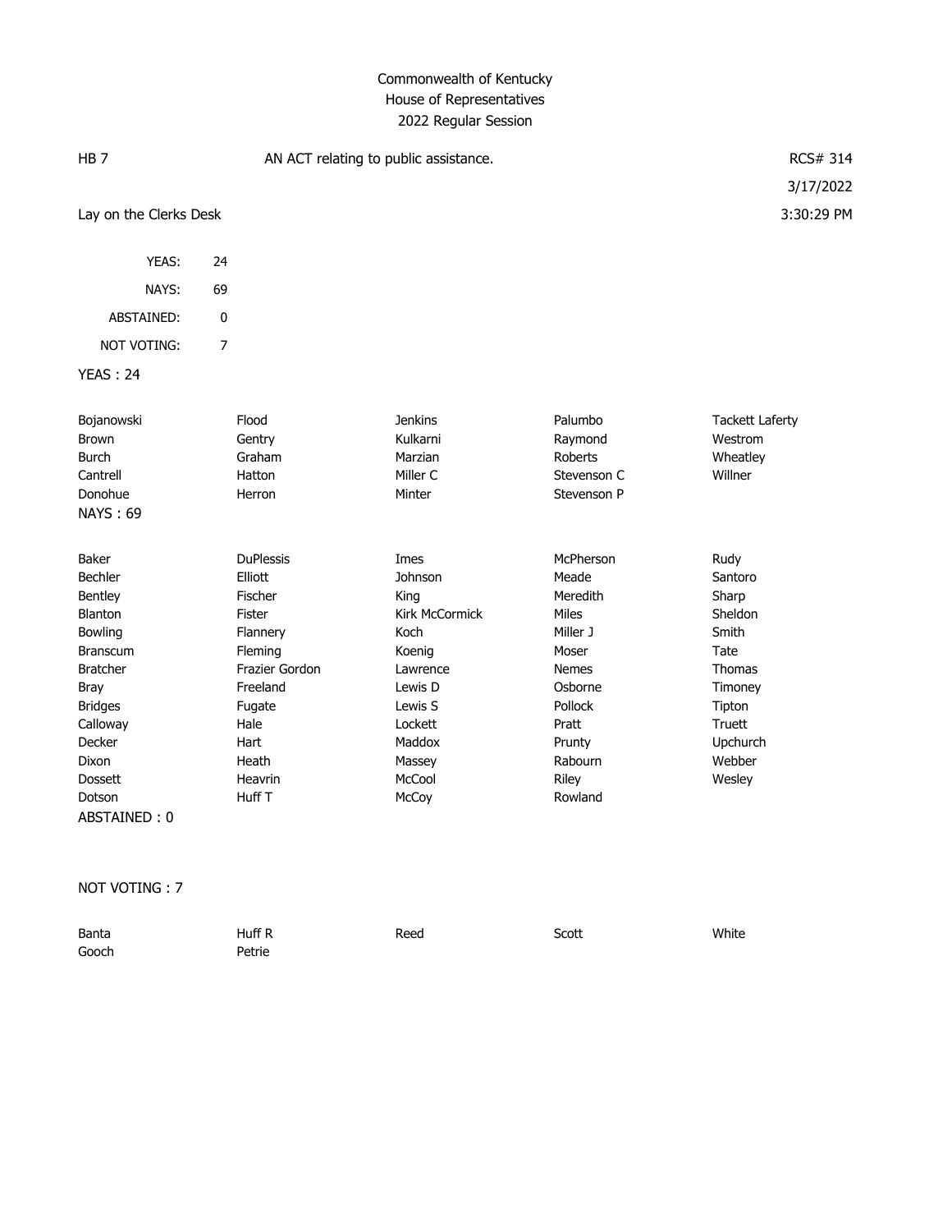# Commonwealth of Kentucky
## House of Representatives
### 2022 Regular Session

HB 7 | AN ACT relating to public assistance. | RCS# 314

3/17/2022

Lay on the Clerks Desk | 3:30:29 PM

| | |
|---|---|
| YEAS: | 24 |
| NAYS: | 69 |
| ABSTAINED: | 0 |
| NOT VOTING: | 7 |

**YEAS : 24**

| | | | | |
|---|---|---|---|---|
| Bojanowski | Flood | Jenkins | Palumbo | Tackett Laferty |
| Brown | Gentry | Kulkarni | Raymond | Westrom |
| Burch | Graham | Marzian | Roberts | Wheatley |
| Cantrell | Hatton | Miller C | Stevenson C | Willner |
| Donohue | Herron | Minter | Stevenson P | |

**NAYS : 69**

| | | | | |
|---|---|---|---|---|
| Baker | DuPlessis | Imes | McPherson | Rudy |
| Bechler | Elliott | Johnson | Meade | Santoro |
| Bentley | Fischer | King | Meredith | Sharp |
| Blanton | Fister | Kirk McCormick | Miles | Sheldon |
| Bowling | Flannery | Koch | Miller J | Smith |
| Branscum | Fleming | Koenig | Moser | Tate |
| Bratcher | Frazier Gordon | Lawrence | Nemes | Thomas |
| Bray | Freeland | Lewis D | Osborne | Timoney |
| Bridges | Fugate | Lewis S | Pollock | Tipton |
| Calloway | Hale | Lockett | Pratt | Truett |
| Decker | Hart | Maddox | Prunty | Upchurch |
| Dixon | Heath | Massey | Rabourn | Webber |
| Dossett | Heavrin | McCool | Riley | Wesley |
| Dotson | Huff T | McCoy | Rowland | |

**ABSTAINED : 0**

**NOT VOTING : 7**

| | | | | |
|---|---|---|---|---|
| Banta | Huff R | Reed | Scott | White |
| Gooch | Petrie | | | |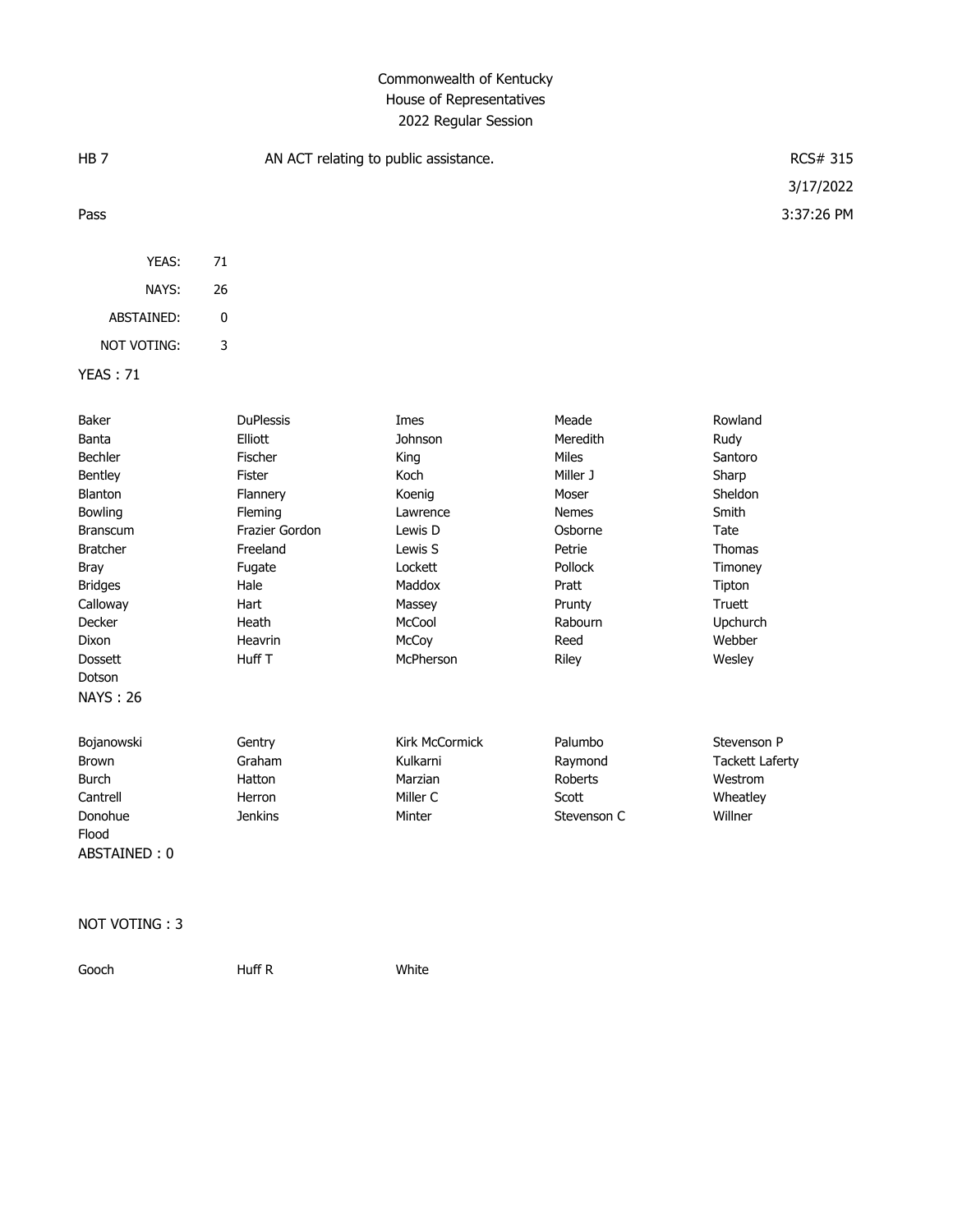Commonwealth of Kentucky
House of Representatives
2022 Regular Session

| HB 7 | AN ACT relating to public assistance. | RCS# 315 |
|---|---|---|
| | | 3/17/2022 |
| Pass | | 3:37:26 PM |

| | |
|---|---|
| YEAS: | 71 |
| NAYS: | 26 |
| ABSTAINED: | 0 |
| NOT VOTING: | 3 |

YEAS : 71

| | | | | |
|---|---|---|---|---|
| Baker | DuPlessis | Imes | Meade | Rowland |
| Banta | Elliott | Johnson | Meredith | Rudy |
| Bechler | Fischer | King | Miles | Santoro |
| Bentley | Fister | Koch | Miller J | Sharp |
| Blanton | Flannery | Koenig | Moser | Sheldon |
| Bowling | Fleming | Lawrence | Nemes | Smith |
| Branscum | Frazier Gordon | Lewis D | Osborne | Tate |
| Bratcher | Freeland | Lewis S | Petrie | Thomas |
| Bray | Fugate | Lockett | Pollock | Timoney |
| Bridges | Hale | Maddox | Pratt | Tipton |
| Calloway | Hart | Massey | Prunty | Truett |
| Decker | Heath | McCool | Rabourn | Upchurch |
| Dixon | Heavrin | McCoy | Reed | Webber |
| Dossett | Huff T | McPherson | Riley | Wesley |
| Dotson | | | | |

NAYS : 26

| | | | | |
|---|---|---|---|---|
| Bojanowski | Gentry | Kirk McCormick | Palumbo | Stevenson P |
| Brown | Graham | Kulkarni | Raymond | Tackett Laferty |
| Burch | Hatton | Marzian | Roberts | Westrom |
| Cantrell | Herron | Miller C | Scott | Wheatley |
| Donohue | Jenkins | Minter | Stevenson C | Willner |
| Flood | | | | |

ABSTAINED : 0

NOT VOTING : 3

| | | |
|---|---|---|
| Gooch | Huff R | White |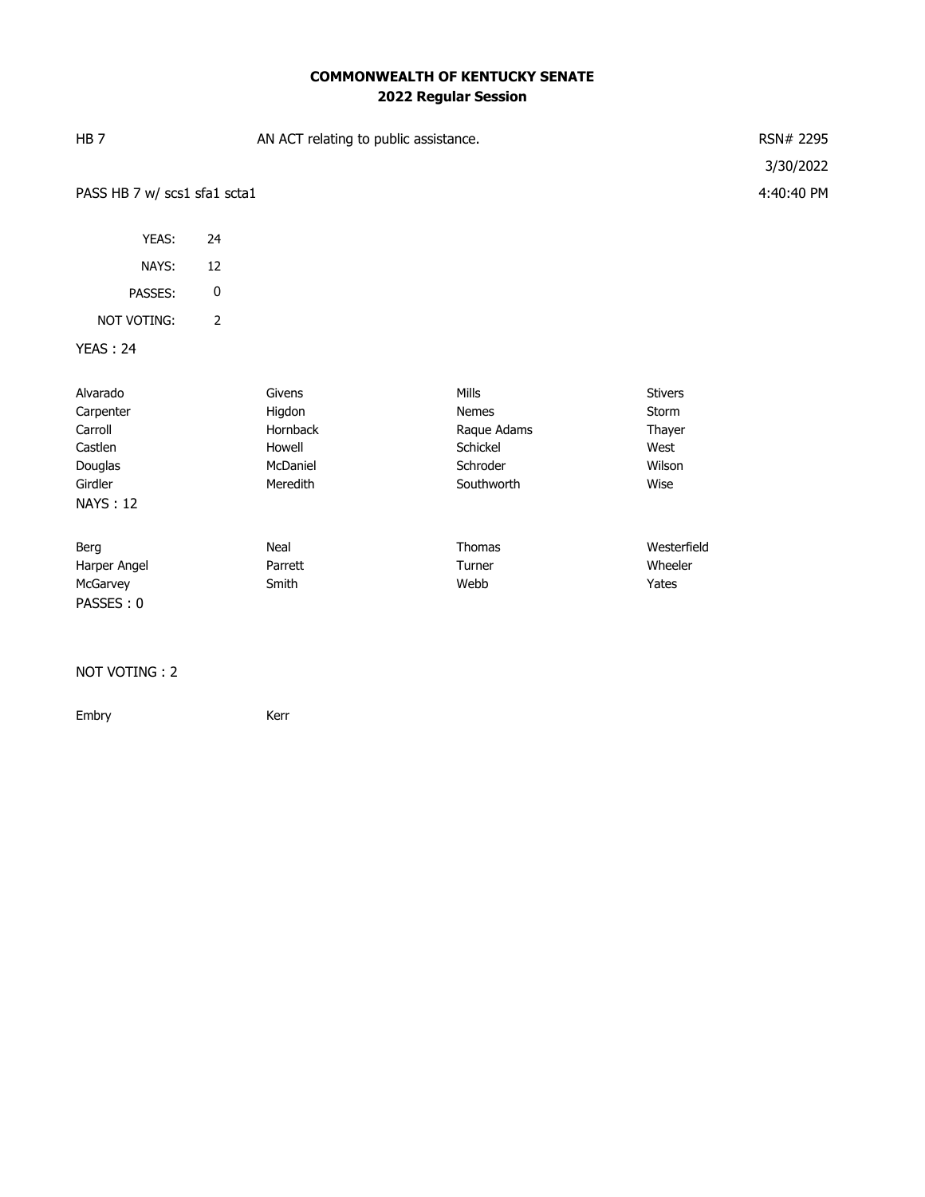**COMMONWEALTH OF KENTUCKY SENATE**
**2022 Regular Session**

HB 7 | AN ACT relating to public assistance. | RSN# 2295

3/30/2022

PASS HB 7 w/ scs1 sfa1 scta1 | 4:40:40 PM

| | |
|---|---|
| YEAS: | 24 |
| NAYS: | 12 |
| PASSES: | 0 |
| NOT VOTING: | 2 |

YEAS : 24

| | | | |
|---|---|---|---|
| Alvarado | Givens | Mills | Stivers |
| Carpenter | Higdon | Nemes | Storm |
| Carroll | Hornback | Raque Adams | Thayer |
| Castlen | Howell | Schickel | West |
| Douglas | McDaniel | Schroder | Wilson |
| Girdler | Meredith | Southworth | Wise |

NAYS : 12

| | | | |
|---|---|---|---|
| Berg | Neal | Thomas | Westerfield |
| Harper Angel | Parrett | Turner | Wheeler |
| McGarvey | Smith | Webb | Yates |

PASSES : 0

NOT VOTING : 2

| | |
|---|---|
| Embry | Kerr |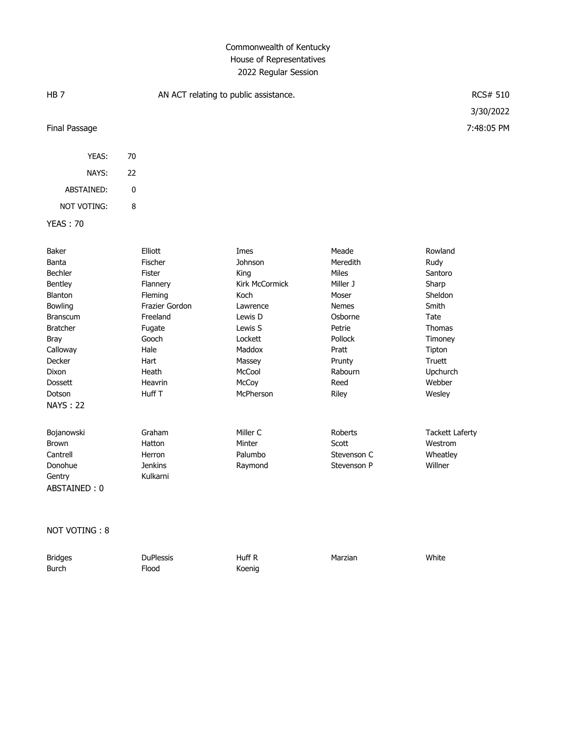# Commonwealth of Kentucky
## House of Representatives
### 2022 Regular Session

HB 7 — AN ACT relating to public assistance. — RCS# 510

3/30/2022

Final Passage — 7:48:05 PM

| | |
|---|---|
| YEAS: | 70 |
| NAYS: | 22 |
| ABSTAINED: | 0 |
| NOT VOTING: | 8 |

**YEAS : 70**

| | | | | |
|---|---|---|---|---|
| Baker | Elliott | Imes | Meade | Rowland |
| Banta | Fischer | Johnson | Meredith | Rudy |
| Bechler | Fister | King | Miles | Santoro |
| Bentley | Flannery | Kirk McCormick | Miller J | Sharp |
| Blanton | Fleming | Koch | Moser | Sheldon |
| Bowling | Frazier Gordon | Lawrence | Nemes | Smith |
| Branscum | Freeland | Lewis D | Osborne | Tate |
| Bratcher | Fugate | Lewis S | Petrie | Thomas |
| Bray | Gooch | Lockett | Pollock | Timoney |
| Calloway | Hale | Maddox | Pratt | Tipton |
| Decker | Hart | Massey | Prunty | Truett |
| Dixon | Heath | McCool | Rabourn | Upchurch |
| Dossett | Heavrin | McCoy | Reed | Webber |
| Dotson | Huff T | McPherson | Riley | Wesley |

**NAYS : 22**

| | | | | |
|---|---|---|---|---|
| Bojanowski | Graham | Miller C | Roberts | Tackett Laferty |
| Brown | Hatton | Minter | Scott | Westrom |
| Cantrell | Herron | Palumbo | Stevenson C | Wheatley |
| Donohue | Jenkins | Raymond | Stevenson P | Willner |
| Gentry | Kulkarni | | | |

**ABSTAINED : 0**

**NOT VOTING : 8**

| | | | | |
|---|---|---|---|---|
| Bridges | DuPlessis | Huff R | Marzian | White |
| Burch | Flood | Koenig | | |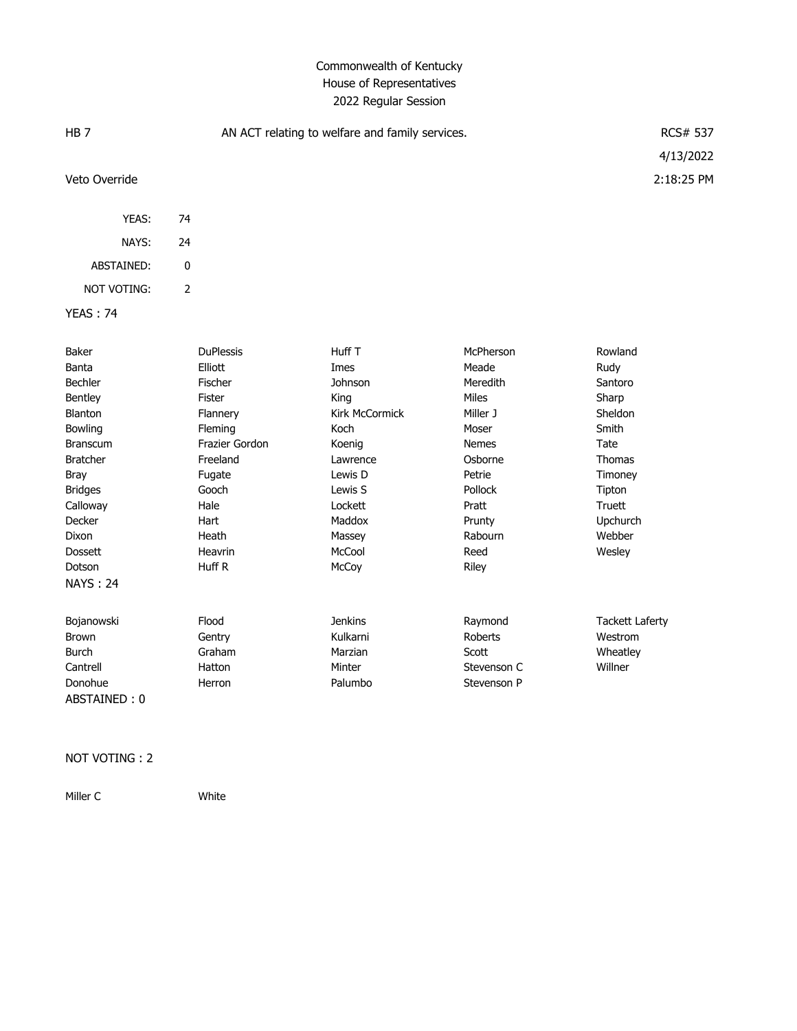Commonwealth of Kentucky
House of Representatives
2022 Regular Session

| HB 7 | AN ACT relating to welfare and family services. | RCS# 537 |
|---|---|---|
| | | 4/13/2022 |
| Veto Override | | 2:18:25 PM |

| | |
|---|---|
| YEAS: | 74 |
| NAYS: | 24 |
| ABSTAINED: | 0 |
| NOT VOTING: | 2 |

YEAS : 74

| | | | | |
|---|---|---|---|---|
| Baker | DuPlessis | Huff T | McPherson | Rowland |
| Banta | Elliott | Imes | Meade | Rudy |
| Bechler | Fischer | Johnson | Meredith | Santoro |
| Bentley | Fister | King | Miles | Sharp |
| Blanton | Flannery | Kirk McCormick | Miller J | Sheldon |
| Bowling | Fleming | Koch | Moser | Smith |
| Branscum | Frazier Gordon | Koenig | Nemes | Tate |
| Bratcher | Freeland | Lawrence | Osborne | Thomas |
| Bray | Fugate | Lewis D | Petrie | Timoney |
| Bridges | Gooch | Lewis S | Pollock | Tipton |
| Calloway | Hale | Lockett | Pratt | Truett |
| Decker | Hart | Maddox | Prunty | Upchurch |
| Dixon | Heath | Massey | Rabourn | Webber |
| Dossett | Heavrin | McCool | Reed | Wesley |
| Dotson | Huff R | McCoy | Riley | |

NAYS : 24

| | | | | |
|---|---|---|---|---|
| Bojanowski | Flood | Jenkins | Raymond | Tackett Laferty |
| Brown | Gentry | Kulkarni | Roberts | Westrom |
| Burch | Graham | Marzian | Scott | Wheatley |
| Cantrell | Hatton | Minter | Stevenson C | Willner |
| Donohue | Herron | Palumbo | Stevenson P | |

ABSTAINED : 0

NOT VOTING : 2

| | |
|---|---|
| Miller C | White |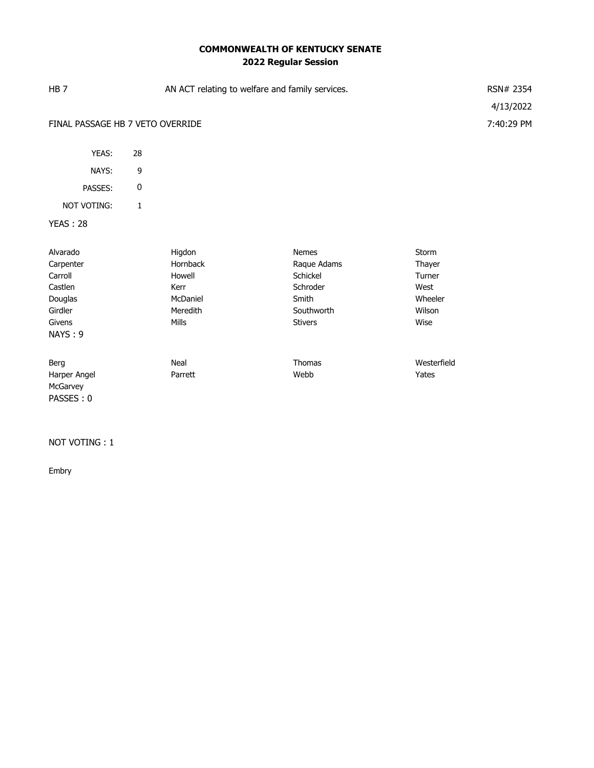**COMMONWEALTH OF KENTUCKY SENATE**
**2022 Regular Session**

| | | |
|---|---|---|
| HB 7 | AN ACT relating to welfare and family services. | RSN# 2354 |
| | | 4/13/2022 |
| FINAL PASSAGE HB 7 VETO OVERRIDE | | 7:40:29 PM |

| | |
|---|---|
| YEAS: | 28 |
| NAYS: | 9 |
| PASSES: | 0 |
| NOT VOTING: | 1 |

YEAS : 28

| | | | |
|---|---|---|---|
| Alvarado | Higdon | Nemes | Storm |
| Carpenter | Hornback | Raque Adams | Thayer |
| Carroll | Howell | Schickel | Turner |
| Castlen | Kerr | Schroder | West |
| Douglas | McDaniel | Smith | Wheeler |
| Girdler | Meredith | Southworth | Wilson |
| Givens | Mills | Stivers | Wise |

NAYS : 9

| | | | |
|---|---|---|---|
| Berg | Neal | Thomas | Westerfield |
| Harper Angel | Parrett | Webb | Yates |
| McGarvey | | | |

PASSES : 0

NOT VOTING : 1

Embry